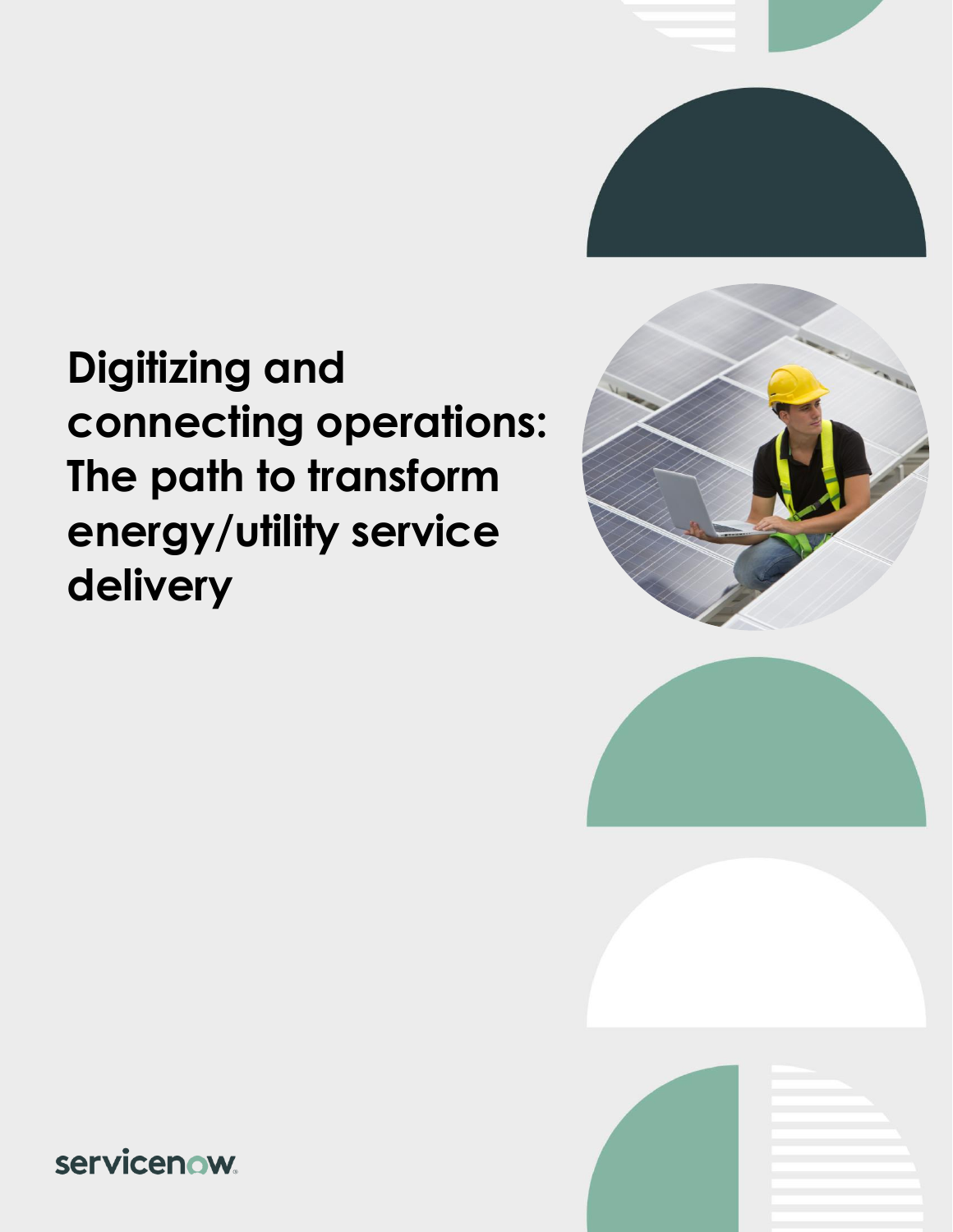# Digitizing and connecting operations: The path to transform energy/utility service delivery

servicenow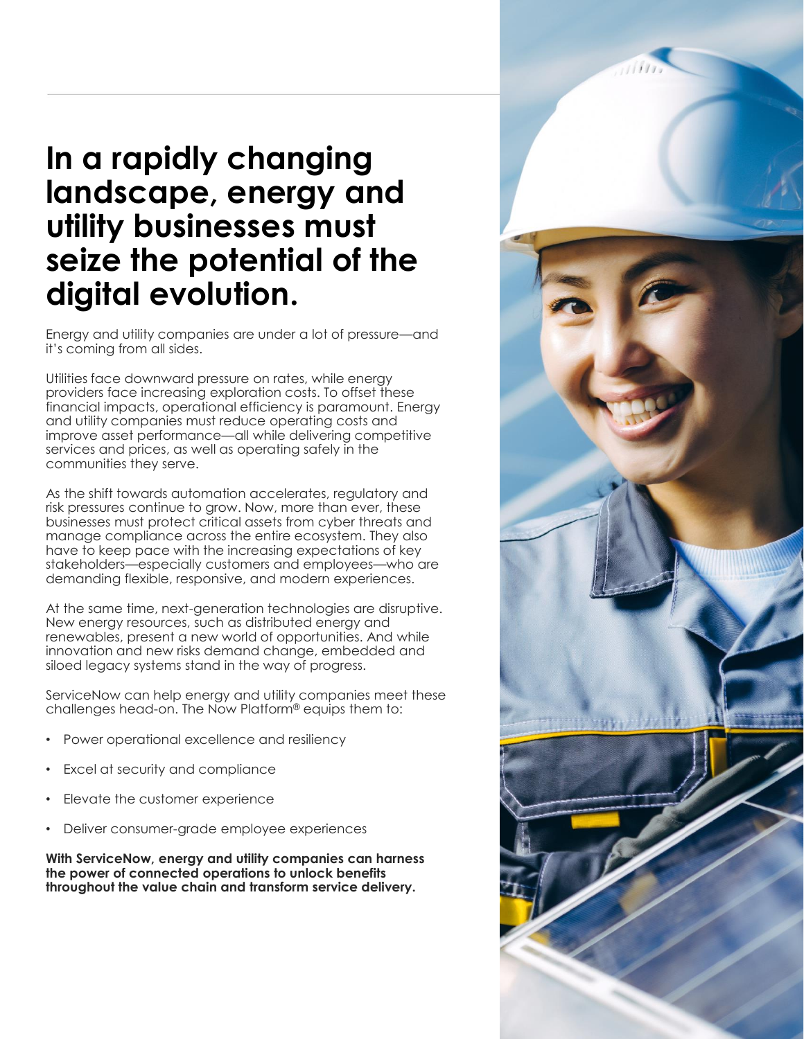# In a rapidly changing landscape, energy and utility businesses must seize the potential of the digital evolution.

Energy and utility companies are under a lot of pressure—and it's coming from all sides.

Utilities face downward pressure on rates, while energy providers face increasing exploration costs. To offset these financial impacts, operational efficiency is paramount. Energy and utility companies must reduce operating costs and improve asset performance—all while delivering competitive services and prices, as well as operating safely in the communities they serve.

As the shift towards automation accelerates, regulatory and risk pressures continue to grow. Now, more than ever, these businesses must protect critical assets from cyber threats and manage compliance across the entire ecosystem. They also have to keep pace with the increasing expectations of key stakeholders—especially customers and employees—who are demanding flexible, responsive, and modern experiences.

At the same time, next-generation technologies are disruptive. New energy resources, such as distributed energy and renewables, present a new world of opportunities. And while innovation and new risks demand change, embedded and siloed legacy systems stand in the way of progress.

ServiceNow can help energy and utility companies meet these challenges head-on. The Now Platform® equips them to:

- Power operational excellence and resiliency
- Excel at security and compliance
- Elevate the customer experience
- Deliver consumer-grade employee experiences

**With ServiceNow, energy and utility companies can harness the power of connected operations to unlock benefits throughout the value chain and transform service delivery.**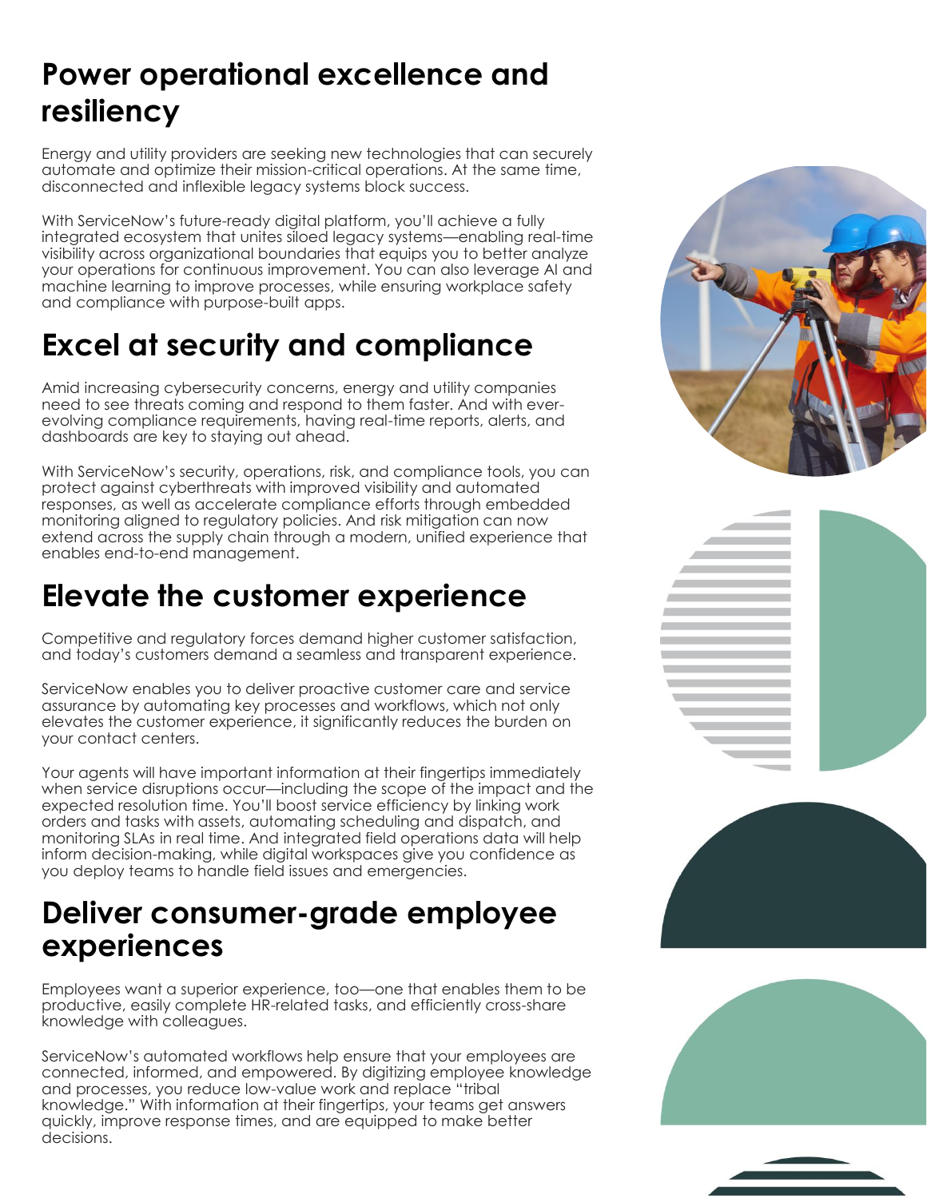# Power operational excellence and resiliency

Energy and utility providers are seeking new technologies that can securely automate and optimize their mission-critical operations. At the same time, disconnected and inflexible legacy systems block success.

With ServiceNow's future-ready digital platform, you'll achieve a fully integrated ecosystem that unites siloed legacy systems—enabling real-time visibility across organizational boundaries that equips you to better analyze your operations for continuous improvement. You can also leverage AI and machine learning to improve processes, while ensuring workplace safety and compliance with purpose-built apps.

# Excel at security and compliance

Amid increasing cybersecurity concerns, energy and utility companies need to see threats coming and respond to them faster. And with ever-evolving compliance requirements, having real-time reports, alerts, and dashboards are key to staying out ahead.

With ServiceNow's security, operations, risk, and compliance tools, you can protect against cyberthreats with improved visibility and automated responses, as well as accelerate compliance efforts through embedded monitoring aligned to regulatory policies. And risk mitigation can now extend across the supply chain through a modern, unified experience that enables end-to-end management.

# Elevate the customer experience

Competitive and regulatory forces demand higher customer satisfaction, and today's customers demand a seamless and transparent experience.

ServiceNow enables you to deliver proactive customer care and service assurance by automating key processes and workflows, which not only elevates the customer experience, it significantly reduces the burden on your contact centers.

Your agents will have important information at their fingertips immediately when service disruptions occur—including the scope of the impact and the expected resolution time. You'll boost service efficiency by linking work orders and tasks with assets, automating scheduling and dispatch, and monitoring SLAs in real time. And integrated field operations data will help inform decision-making, while digital workspaces give you confidence as you deploy teams to handle field issues and emergencies.

# Deliver consumer-grade employee experiences

Employees want a superior experience, too—one that enables them to be productive, easily complete HR-related tasks, and efficiently cross-share knowledge with colleagues.

ServiceNow's automated workflows help ensure that your employees are connected, informed, and empowered. By digitizing employee knowledge and processes, you reduce low-value work and replace "tribal knowledge." With information at their fingertips, your teams get answers quickly, improve response times, and are equipped to make better decisions.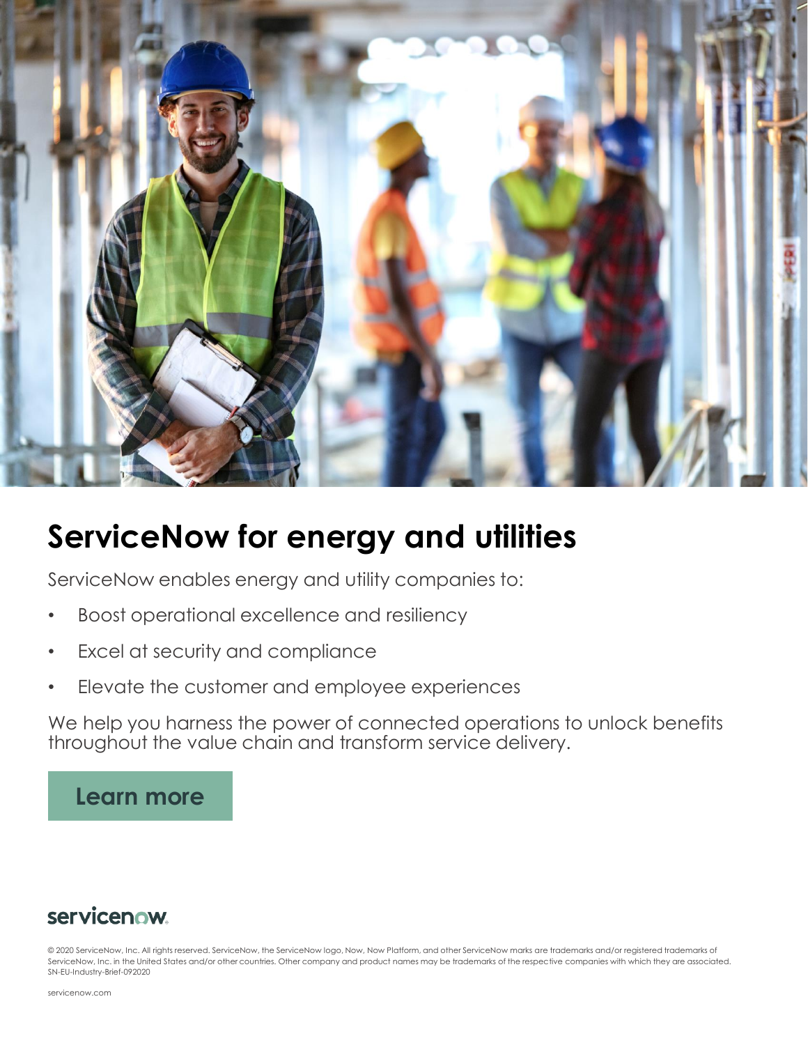# ServiceNow for energy and utilities

ServiceNow enables energy and utility companies to:

- Boost operational excellence and resiliency
- Excel at security and compliance
- Elevate the customer and employee experiences

We help you harness the power of connected operations to unlock benefits throughout the value chain and transform service delivery.

Learn more

servicenow

© 2020 ServiceNow, Inc. All rights reserved. ServiceNow, the ServiceNow logo, Now, Now Platform, and other ServiceNow marks are trademarks and/or registered trademarks of ServiceNow, Inc. in the United States and/or other countries. Other company and product names may be trademarks of the respective companies with which they are associated.
SN-EU-Industry-Brief-092020

servicenow.com